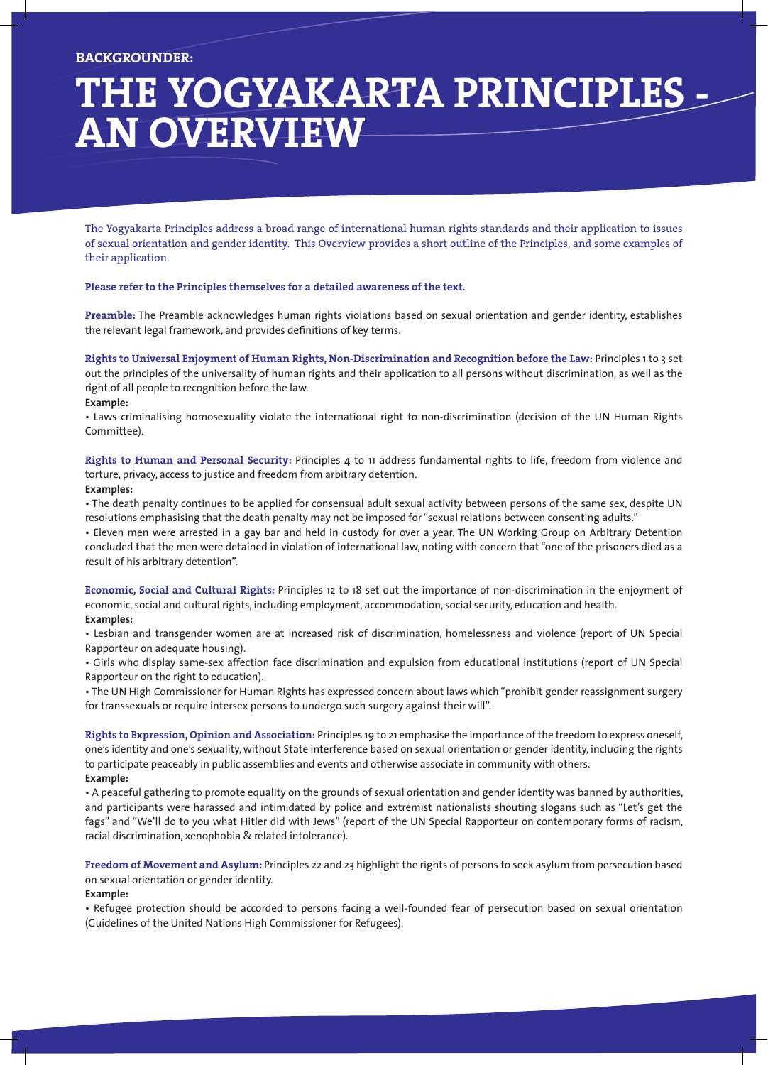BACKGROUNDER:

# THE YOGYAKARTA PRINCIPLES - AN OVERVIEW

The Yogyakarta Principles address a broad range of international human rights standards and their application to issues of sexual orientation and gender identity. This Overview provides a short outline of the Principles, and some examples of their application.

**Please refer to the Principles themselves for a detailed awareness of the text.**

**Preamble:** The Preamble acknowledges human rights violations based on sexual orientation and gender identity, establishes the relevant legal framework, and provides definitions of key terms.

**Rights to Universal Enjoyment of Human Rights, Non-Discrimination and Recognition before the Law:** Principles 1 to 3 set out the principles of the universality of human rights and their application to all persons without discrimination, as well as the right of all people to recognition before the law.

**Example:**

• Laws criminalising homosexuality violate the international right to non-discrimination (decision of the UN Human Rights Committee).

**Rights to Human and Personal Security:** Principles 4 to 11 address fundamental rights to life, freedom from violence and torture, privacy, access to justice and freedom from arbitrary detention.

**Examples:**

• The death penalty continues to be applied for consensual adult sexual activity between persons of the same sex, despite UN resolutions emphasising that the death penalty may not be imposed for "sexual relations between consenting adults."

• Eleven men were arrested in a gay bar and held in custody for over a year. The UN Working Group on Arbitrary Detention concluded that the men were detained in violation of international law, noting with concern that "one of the prisoners died as a result of his arbitrary detention".

**Economic, Social and Cultural Rights:** Principles 12 to 18 set out the importance of non-discrimination in the enjoyment of economic, social and cultural rights, including employment, accommodation, social security, education and health.

**Examples:**

• Lesbian and transgender women are at increased risk of discrimination, homelessness and violence (report of UN Special Rapporteur on adequate housing).

• Girls who display same-sex affection face discrimination and expulsion from educational institutions (report of UN Special Rapporteur on the right to education).

• The UN High Commissioner for Human Rights has expressed concern about laws which "prohibit gender reassignment surgery for transsexuals or require intersex persons to undergo such surgery against their will".

**Rights to Expression, Opinion and Association:** Principles 19 to 21 emphasise the importance of the freedom to express oneself, one's identity and one's sexuality, without State interference based on sexual orientation or gender identity, including the rights to participate peaceably in public assemblies and events and otherwise associate in community with others.

**Example:**

• A peaceful gathering to promote equality on the grounds of sexual orientation and gender identity was banned by authorities, and participants were harassed and intimidated by police and extremist nationalists shouting slogans such as "Let's get the fags" and "We'll do to you what Hitler did with Jews" (report of the UN Special Rapporteur on contemporary forms of racism, racial discrimination, xenophobia & related intolerance).

**Freedom of Movement and Asylum:** Principles 22 and 23 highlight the rights of persons to seek asylum from persecution based on sexual orientation or gender identity.

**Example:**

• Refugee protection should be accorded to persons facing a well-founded fear of persecution based on sexual orientation (Guidelines of the United Nations High Commissioner for Refugees).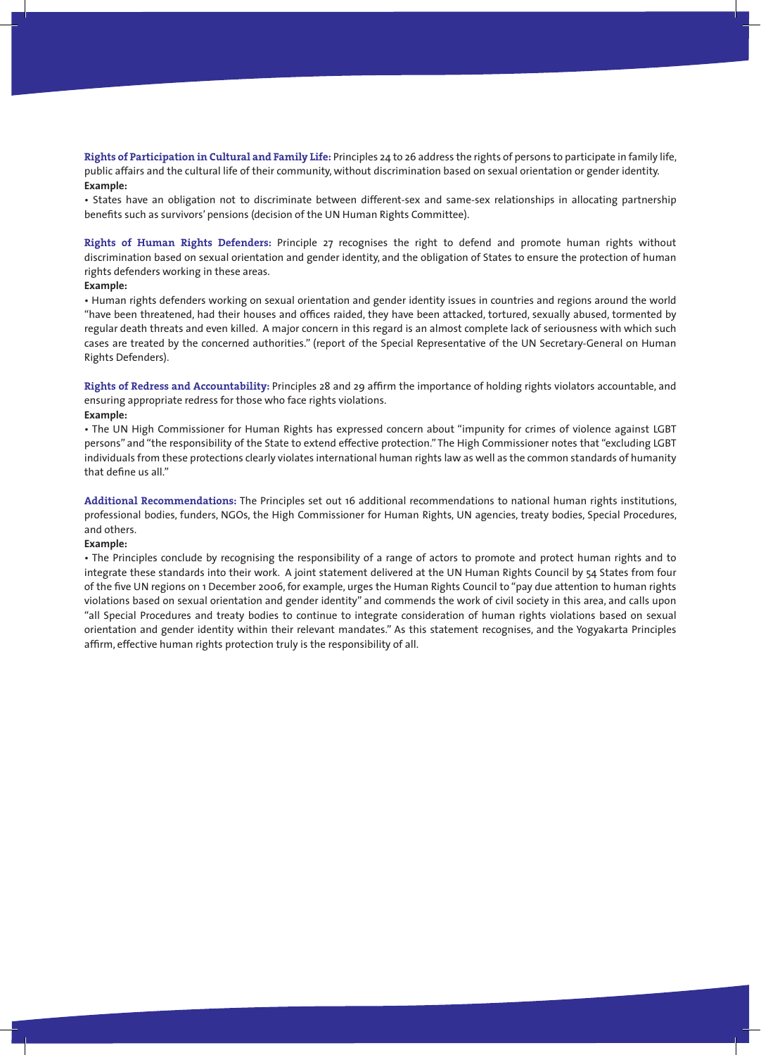**Rights of Participation in Cultural and Family Life:** Principles 24 to 26 address the rights of persons to participate in family life, public affairs and the cultural life of their community, without discrimination based on sexual orientation or gender identity.

**Example:**

• States have an obligation not to discriminate between different-sex and same-sex relationships in allocating partnership benefits such as survivors' pensions (decision of the UN Human Rights Committee).

**Rights of Human Rights Defenders:** Principle 27 recognises the right to defend and promote human rights without discrimination based on sexual orientation and gender identity, and the obligation of States to ensure the protection of human rights defenders working in these areas.

**Example:**

• Human rights defenders working on sexual orientation and gender identity issues in countries and regions around the world "have been threatened, had their houses and offices raided, they have been attacked, tortured, sexually abused, tormented by regular death threats and even killed. A major concern in this regard is an almost complete lack of seriousness with which such cases are treated by the concerned authorities." (report of the Special Representative of the UN Secretary-General on Human Rights Defenders).

**Rights of Redress and Accountability:** Principles 28 and 29 affirm the importance of holding rights violators accountable, and ensuring appropriate redress for those who face rights violations.

**Example:**

• The UN High Commissioner for Human Rights has expressed concern about "impunity for crimes of violence against LGBT persons" and "the responsibility of the State to extend effective protection." The High Commissioner notes that "excluding LGBT individuals from these protections clearly violates international human rights law as well as the common standards of humanity that define us all."

**Additional Recommendations:** The Principles set out 16 additional recommendations to national human rights institutions, professional bodies, funders, NGOs, the High Commissioner for Human Rights, UN agencies, treaty bodies, Special Procedures, and others.

**Example:**

• The Principles conclude by recognising the responsibility of a range of actors to promote and protect human rights and to integrate these standards into their work. A joint statement delivered at the UN Human Rights Council by 54 States from four of the five UN regions on 1 December 2006, for example, urges the Human Rights Council to "pay due attention to human rights violations based on sexual orientation and gender identity" and commends the work of civil society in this area, and calls upon "all Special Procedures and treaty bodies to continue to integrate consideration of human rights violations based on sexual orientation and gender identity within their relevant mandates." As this statement recognises, and the Yogyakarta Principles affirm, effective human rights protection truly is the responsibility of all.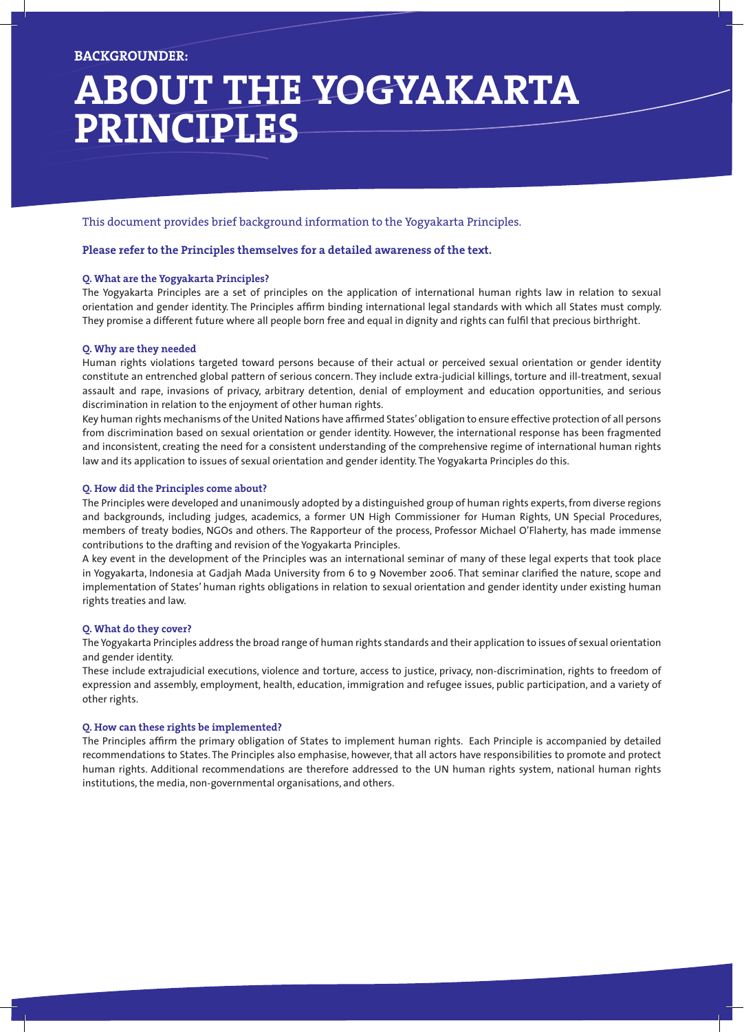BACKGROUNDER:

# ABOUT THE YOGYAKARTA PRINCIPLES

This document provides brief background information to the Yogyakarta Principles.

**Please refer to the Principles themselves for a detailed awareness of the text.**

### Q. What are the Yogyakarta Principles?

The Yogyakarta Principles are a set of principles on the application of international human rights law in relation to sexual orientation and gender identity. The Principles affirm binding international legal standards with which all States must comply. They promise a different future where all people born free and equal in dignity and rights can fulfil that precious birthright.

### Q. Why are they needed

Human rights violations targeted toward persons because of their actual or perceived sexual orientation or gender identity constitute an entrenched global pattern of serious concern. They include extra-judicial killings, torture and ill-treatment, sexual assault and rape, invasions of privacy, arbitrary detention, denial of employment and education opportunities, and serious discrimination in relation to the enjoyment of other human rights.

Key human rights mechanisms of the United Nations have affirmed States' obligation to ensure effective protection of all persons from discrimination based on sexual orientation or gender identity. However, the international response has been fragmented and inconsistent, creating the need for a consistent understanding of the comprehensive regime of international human rights law and its application to issues of sexual orientation and gender identity. The Yogyakarta Principles do this.

### Q. How did the Principles come about?

The Principles were developed and unanimously adopted by a distinguished group of human rights experts, from diverse regions and backgrounds, including judges, academics, a former UN High Commissioner for Human Rights, UN Special Procedures, members of treaty bodies, NGOs and others. The Rapporteur of the process, Professor Michael O'Flaherty, has made immense contributions to the drafting and revision of the Yogyakarta Principles.

A key event in the development of the Principles was an international seminar of many of these legal experts that took place in Yogyakarta, Indonesia at Gadjah Mada University from 6 to 9 November 2006. That seminar clarified the nature, scope and implementation of States' human rights obligations in relation to sexual orientation and gender identity under existing human rights treaties and law.

### Q. What do they cover?

The Yogyakarta Principles address the broad range of human rights standards and their application to issues of sexual orientation and gender identity.

These include extrajudicial executions, violence and torture, access to justice, privacy, non-discrimination, rights to freedom of expression and assembly, employment, health, education, immigration and refugee issues, public participation, and a variety of other rights.

### Q. How can these rights be implemented?

The Principles affirm the primary obligation of States to implement human rights. Each Principle is accompanied by detailed recommendations to States. The Principles also emphasise, however, that all actors have responsibilities to promote and protect human rights. Additional recommendations are therefore addressed to the UN human rights system, national human rights institutions, the media, non-governmental organisations, and others.